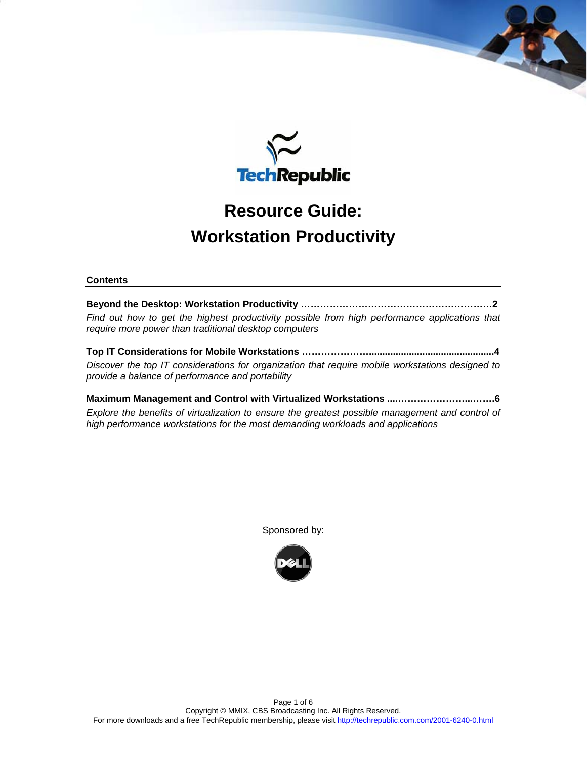TechRepublic

# Resource Guide:

# Workstation Productivity

**Contents**

**Beyond the Desktop: Workstation Productivity ……………………………………………………2**

*Find out how to get the highest productivity possible from high performance applications that require more power than traditional desktop computers*

**Top IT Considerations for Mobile Workstations ………………….............................................4**

*Discover the top IT considerations for organization that require mobile workstations designed to provide a balance of performance and portability*

**Maximum Management and Control with Virtualized Workstations ....……………………...…….6**

*Explore the benefits of virtualization to ensure the greatest possible management and control of high performance workstations for the most demanding workloads and applications*

Sponsored by:

DELL

Copyright © MMIX, CBS Broadcasting Inc. All Rights Reserved.

For more downloads and a free TechRepublic membership, please visit http://techrepublic.com.com/2001-6240-0.html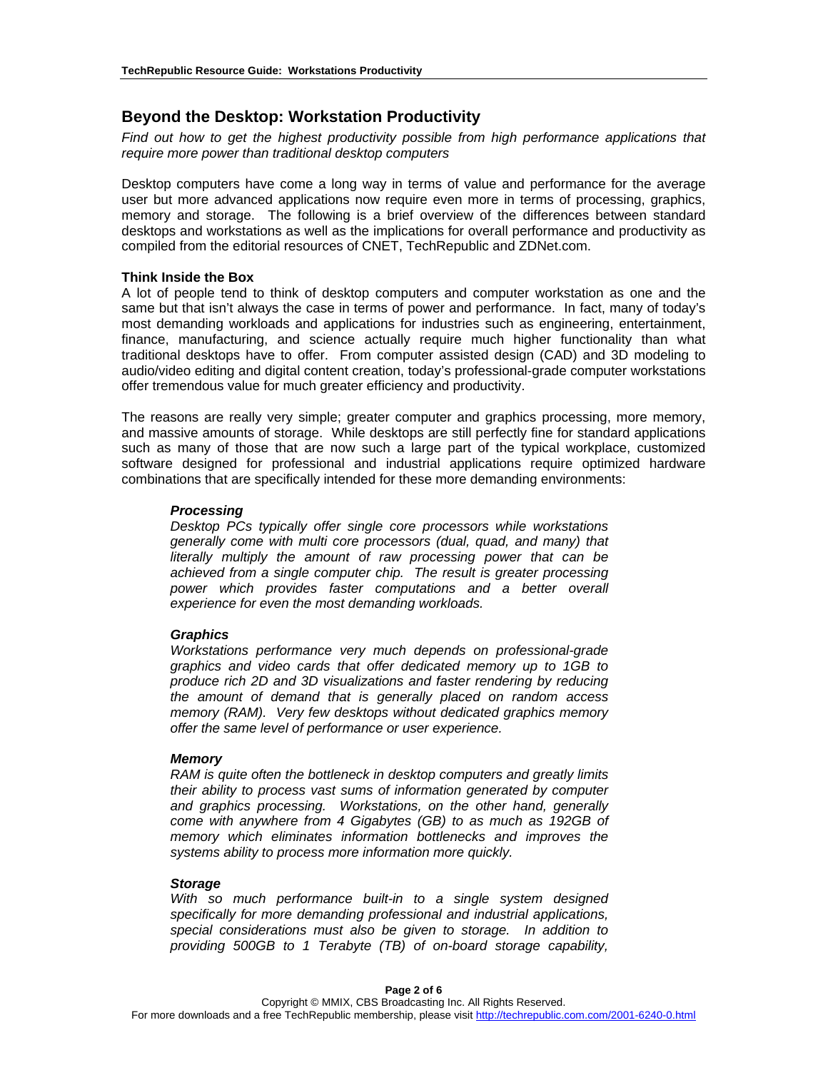## Beyond the Desktop: Workstation Productivity

*Find out how to get the highest productivity possible from high performance applications that require more power than traditional desktop computers*

Desktop computers have come a long way in terms of value and performance for the average user but more advanced applications now require even more in terms of processing, graphics, memory and storage. The following is a brief overview of the differences between standard desktops and workstations as well as the implications for overall performance and productivity as compiled from the editorial resources of CNET, TechRepublic and ZDNet.com.

### Think Inside the Box

A lot of people tend to think of desktop computers and computer workstation as one and the same but that isn't always the case in terms of power and performance. In fact, many of today's most demanding workloads and applications for industries such as engineering, entertainment, finance, manufacturing, and science actually require much higher functionality than what traditional desktops have to offer. From computer assisted design (CAD) and 3D modeling to audio/video editing and digital content creation, today's professional-grade computer workstations offer tremendous value for much greater efficiency and productivity.

The reasons are really very simple; greater computer and graphics processing, more memory, and massive amounts of storage. While desktops are still perfectly fine for standard applications such as many of those that are now such a large part of the typical workplace, customized software designed for professional and industrial applications require optimized hardware combinations that are specifically intended for these more demanding environments:

> ***Processing***
> *Desktop PCs typically offer single core processors while workstations generally come with multi core processors (dual, quad, and many) that literally multiply the amount of raw processing power that can be achieved from a single computer chip. The result is greater processing power which provides faster computations and a better overall experience for even the most demanding workloads.*
>
> ***Graphics***
> *Workstations performance very much depends on professional-grade graphics and video cards that offer dedicated memory up to 1GB to produce rich 2D and 3D visualizations and faster rendering by reducing the amount of demand that is generally placed on random access memory (RAM). Very few desktops without dedicated graphics memory offer the same level of performance or user experience.*
>
> ***Memory***
> *RAM is quite often the bottleneck in desktop computers and greatly limits their ability to process vast sums of information generated by computer and graphics processing. Workstations, on the other hand, generally come with anywhere from 4 Gigabytes (GB) to as much as 192GB of memory which eliminates information bottlenecks and improves the systems ability to process more information more quickly.*
>
> ***Storage***
> *With so much performance built-in to a single system designed specifically for more demanding professional and industrial applications, special considerations must also be given to storage. In addition to providing 500GB to 1 Terabyte (TB) of on-board storage capability,*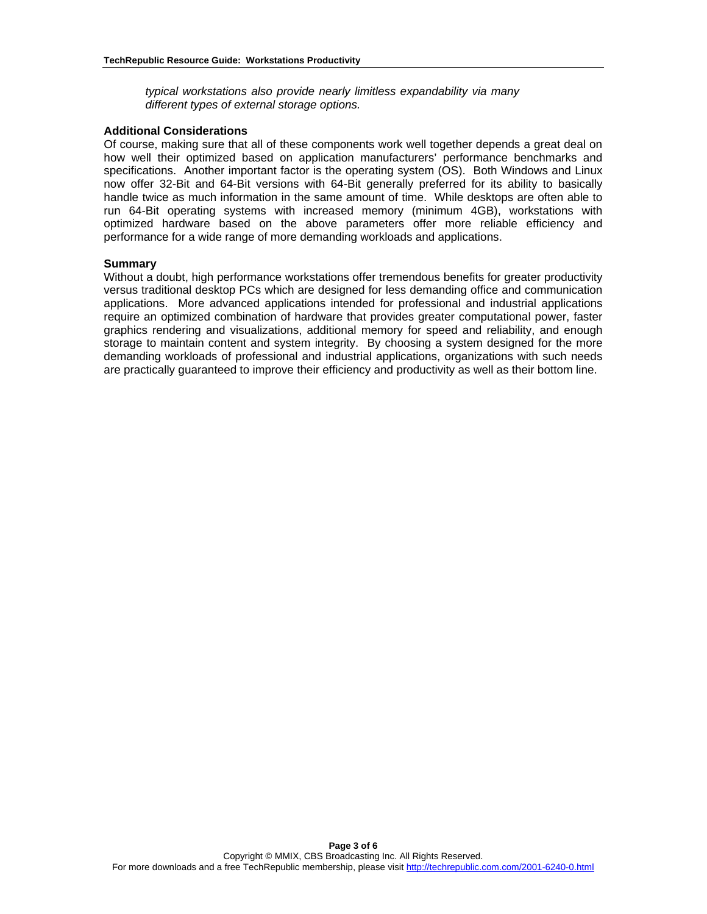*typical workstations also provide nearly limitless expandability via many different types of external storage options.*

**Additional Considerations**

Of course, making sure that all of these components work well together depends a great deal on how well their optimized based on application manufacturers' performance benchmarks and specifications. Another important factor is the operating system (OS). Both Windows and Linux now offer 32-Bit and 64-Bit versions with 64-Bit generally preferred for its ability to basically handle twice as much information in the same amount of time. While desktops are often able to run 64-Bit operating systems with increased memory (minimum 4GB), workstations with optimized hardware based on the above parameters offer more reliable efficiency and performance for a wide range of more demanding workloads and applications.

**Summary**

Without a doubt, high performance workstations offer tremendous benefits for greater productivity versus traditional desktop PCs which are designed for less demanding office and communication applications. More advanced applications intended for professional and industrial applications require an optimized combination of hardware that provides greater computational power, faster graphics rendering and visualizations, additional memory for speed and reliability, and enough storage to maintain content and system integrity. By choosing a system designed for the more demanding workloads of professional and industrial applications, organizations with such needs are practically guaranteed to improve their efficiency and productivity as well as their bottom line.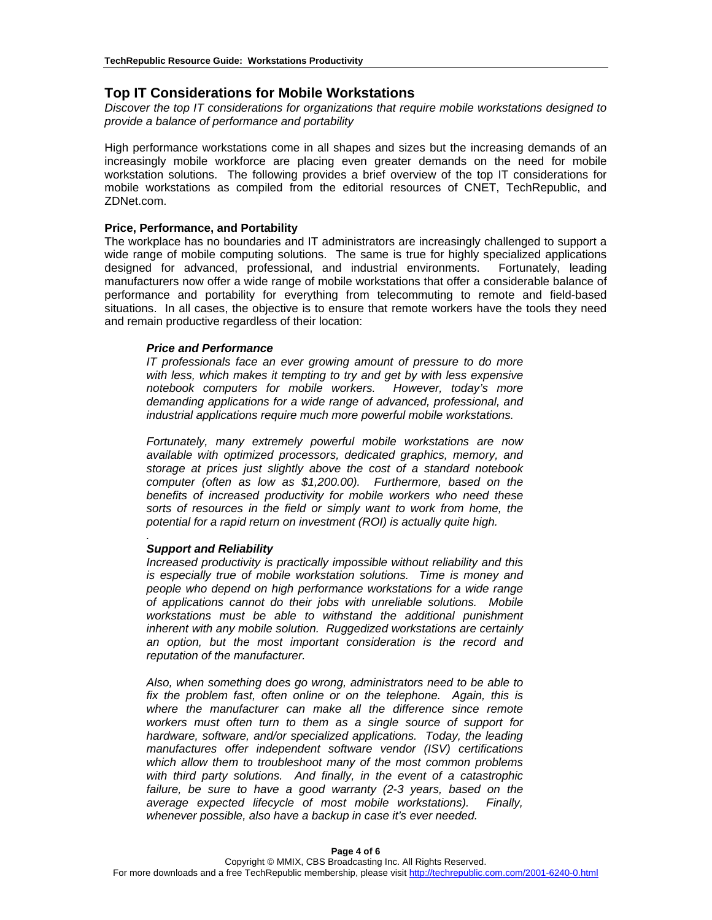## Top IT Considerations for Mobile Workstations

*Discover the top IT considerations for organizations that require mobile workstations designed to provide a balance of performance and portability*

High performance workstations come in all shapes and sizes but the increasing demands of an increasingly mobile workforce are placing even greater demands on the need for mobile workstation solutions. The following provides a brief overview of the top IT considerations for mobile workstations as compiled from the editorial resources of CNET, TechRepublic, and ZDNet.com.

### Price, Performance, and Portability

The workplace has no boundaries and IT administrators are increasingly challenged to support a wide range of mobile computing solutions. The same is true for highly specialized applications designed for advanced, professional, and industrial environments. Fortunately, leading manufacturers now offer a wide range of mobile workstations that offer a considerable balance of performance and portability for everything from telecommuting to remote and field-based situations. In all cases, the objective is to ensure that remote workers have the tools they need and remain productive regardless of their location:

> ***Price and Performance***
>
> *IT professionals face an ever growing amount of pressure to do more with less, which makes it tempting to try and get by with less expensive notebook computers for mobile workers. However, today's more demanding applications for a wide range of advanced, professional, and industrial applications require much more powerful mobile workstations.*
>
> *Fortunately, many extremely powerful mobile workstations are now available with optimized processors, dedicated graphics, memory, and storage at prices just slightly above the cost of a standard notebook computer (often as low as $1,200.00). Furthermore, based on the benefits of increased productivity for mobile workers who need these sorts of resources in the field or simply want to work from home, the potential for a rapid return on investment (ROI) is actually quite high.*
>
> .
>
> ***Support and Reliability***
>
> *Increased productivity is practically impossible without reliability and this is especially true of mobile workstation solutions. Time is money and people who depend on high performance workstations for a wide range of applications cannot do their jobs with unreliable solutions. Mobile workstations must be able to withstand the additional punishment inherent with any mobile solution. Ruggedized workstations are certainly an option, but the most important consideration is the record and reputation of the manufacturer.*
>
> *Also, when something does go wrong, administrators need to be able to fix the problem fast, often online or on the telephone. Again, this is where the manufacturer can make all the difference since remote workers must often turn to them as a single source of support for hardware, software, and/or specialized applications. Today, the leading manufactures offer independent software vendor (ISV) certifications which allow them to troubleshoot many of the most common problems with third party solutions. And finally, in the event of a catastrophic failure, be sure to have a good warranty (2-3 years, based on the average expected lifecycle of most mobile workstations). Finally, whenever possible, also have a backup in case it's ever needed.*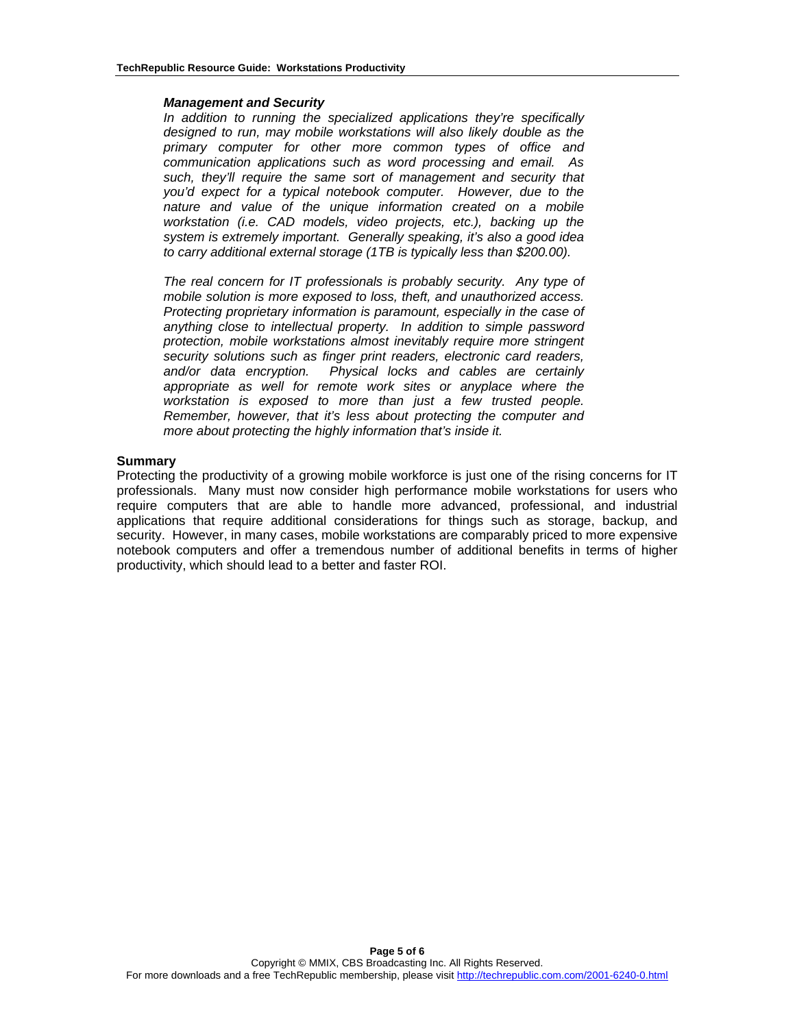***Management and Security***

*In addition to running the specialized applications they're specifically designed to run, may mobile workstations will also likely double as the primary computer for other more common types of office and communication applications such as word processing and email. As such, they'll require the same sort of management and security that you'd expect for a typical notebook computer. However, due to the nature and value of the unique information created on a mobile workstation (i.e. CAD models, video projects, etc.), backing up the system is extremely important. Generally speaking, it's also a good idea to carry additional external storage (1TB is typically less than $200.00).*

*The real concern for IT professionals is probably security. Any type of mobile solution is more exposed to loss, theft, and unauthorized access. Protecting proprietary information is paramount, especially in the case of anything close to intellectual property. In addition to simple password protection, mobile workstations almost inevitably require more stringent security solutions such as finger print readers, electronic card readers, and/or data encryption. Physical locks and cables are certainly appropriate as well for remote work sites or anyplace where the workstation is exposed to more than just a few trusted people. Remember, however, that it's less about protecting the computer and more about protecting the highly information that's inside it.*

**Summary**

Protecting the productivity of a growing mobile workforce is just one of the rising concerns for IT professionals. Many must now consider high performance mobile workstations for users who require computers that are able to handle more advanced, professional, and industrial applications that require additional considerations for things such as storage, backup, and security. However, in many cases, mobile workstations are comparably priced to more expensive notebook computers and offer a tremendous number of additional benefits in terms of higher productivity, which should lead to a better and faster ROI.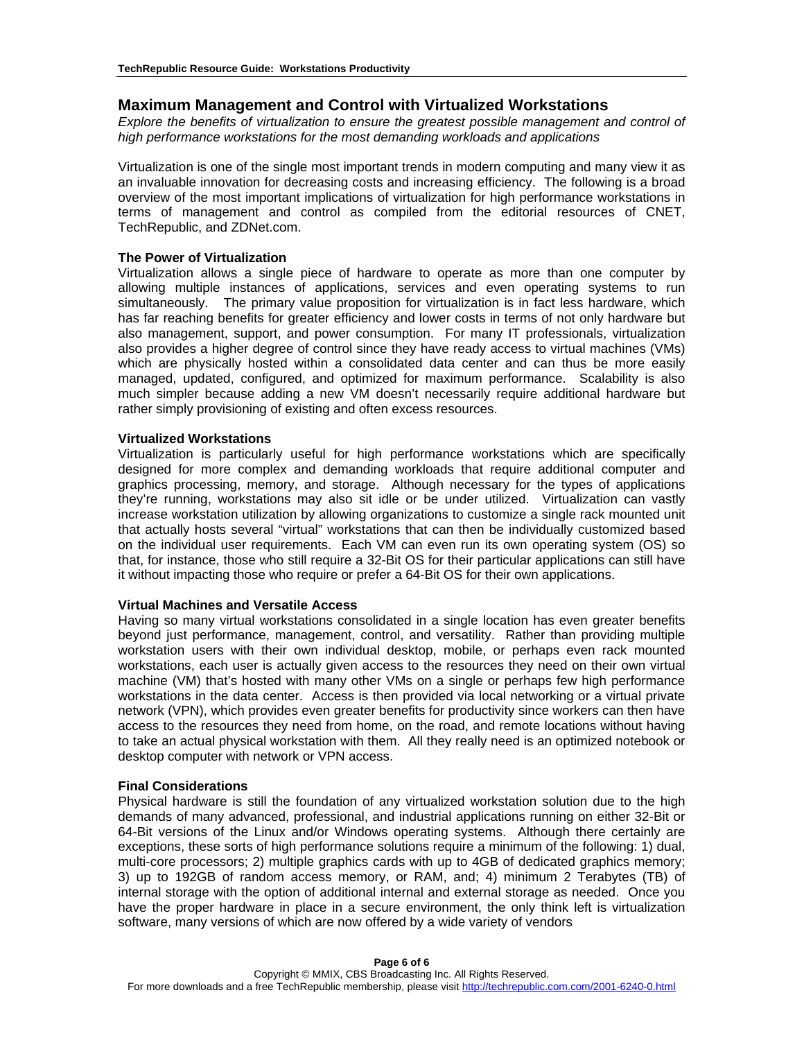## Maximum Management and Control with Virtualized Workstations

*Explore the benefits of virtualization to ensure the greatest possible management and control of high performance workstations for the most demanding workloads and applications*

Virtualization is one of the single most important trends in modern computing and many view it as an invaluable innovation for decreasing costs and increasing efficiency. The following is a broad overview of the most important implications of virtualization for high performance workstations in terms of management and control as compiled from the editorial resources of CNET, TechRepublic, and ZDNet.com.

### The Power of Virtualization

Virtualization allows a single piece of hardware to operate as more than one computer by allowing multiple instances of applications, services and even operating systems to run simultaneously. The primary value proposition for virtualization is in fact less hardware, which has far reaching benefits for greater efficiency and lower costs in terms of not only hardware but also management, support, and power consumption. For many IT professionals, virtualization also provides a higher degree of control since they have ready access to virtual machines (VMs) which are physically hosted within a consolidated data center and can thus be more easily managed, updated, configured, and optimized for maximum performance. Scalability is also much simpler because adding a new VM doesn't necessarily require additional hardware but rather simply provisioning of existing and often excess resources.

### Virtualized Workstations

Virtualization is particularly useful for high performance workstations which are specifically designed for more complex and demanding workloads that require additional computer and graphics processing, memory, and storage. Although necessary for the types of applications they're running, workstations may also sit idle or be under utilized. Virtualization can vastly increase workstation utilization by allowing organizations to customize a single rack mounted unit that actually hosts several "virtual" workstations that can then be individually customized based on the individual user requirements. Each VM can even run its own operating system (OS) so that, for instance, those who still require a 32-Bit OS for their particular applications can still have it without impacting those who require or prefer a 64-Bit OS for their own applications.

### Virtual Machines and Versatile Access

Having so many virtual workstations consolidated in a single location has even greater benefits beyond just performance, management, control, and versatility. Rather than providing multiple workstation users with their own individual desktop, mobile, or perhaps even rack mounted workstations, each user is actually given access to the resources they need on their own virtual machine (VM) that's hosted with many other VMs on a single or perhaps few high performance workstations in the data center. Access is then provided via local networking or a virtual private network (VPN), which provides even greater benefits for productivity since workers can then have access to the resources they need from home, on the road, and remote locations without having to take an actual physical workstation with them. All they really need is an optimized notebook or desktop computer with network or VPN access.

### Final Considerations

Physical hardware is still the foundation of any virtualized workstation solution due to the high demands of many advanced, professional, and industrial applications running on either 32-Bit or 64-Bit versions of the Linux and/or Windows operating systems. Although there certainly are exceptions, these sorts of high performance solutions require a minimum of the following: 1) dual, multi-core processors; 2) multiple graphics cards with up to 4GB of dedicated graphics memory; 3) up to 192GB of random access memory, or RAM, and; 4) minimum 2 Terabytes (TB) of internal storage with the option of additional internal and external storage as needed. Once you have the proper hardware in place in a secure environment, the only think left is virtualization software, many versions of which are now offered by a wide variety of vendors

Copyright © MMIX, CBS Broadcasting Inc. All Rights Reserved.
For more downloads and a free TechRepublic membership, please visit http://techrepublic.com.com/2001-6240-0.html